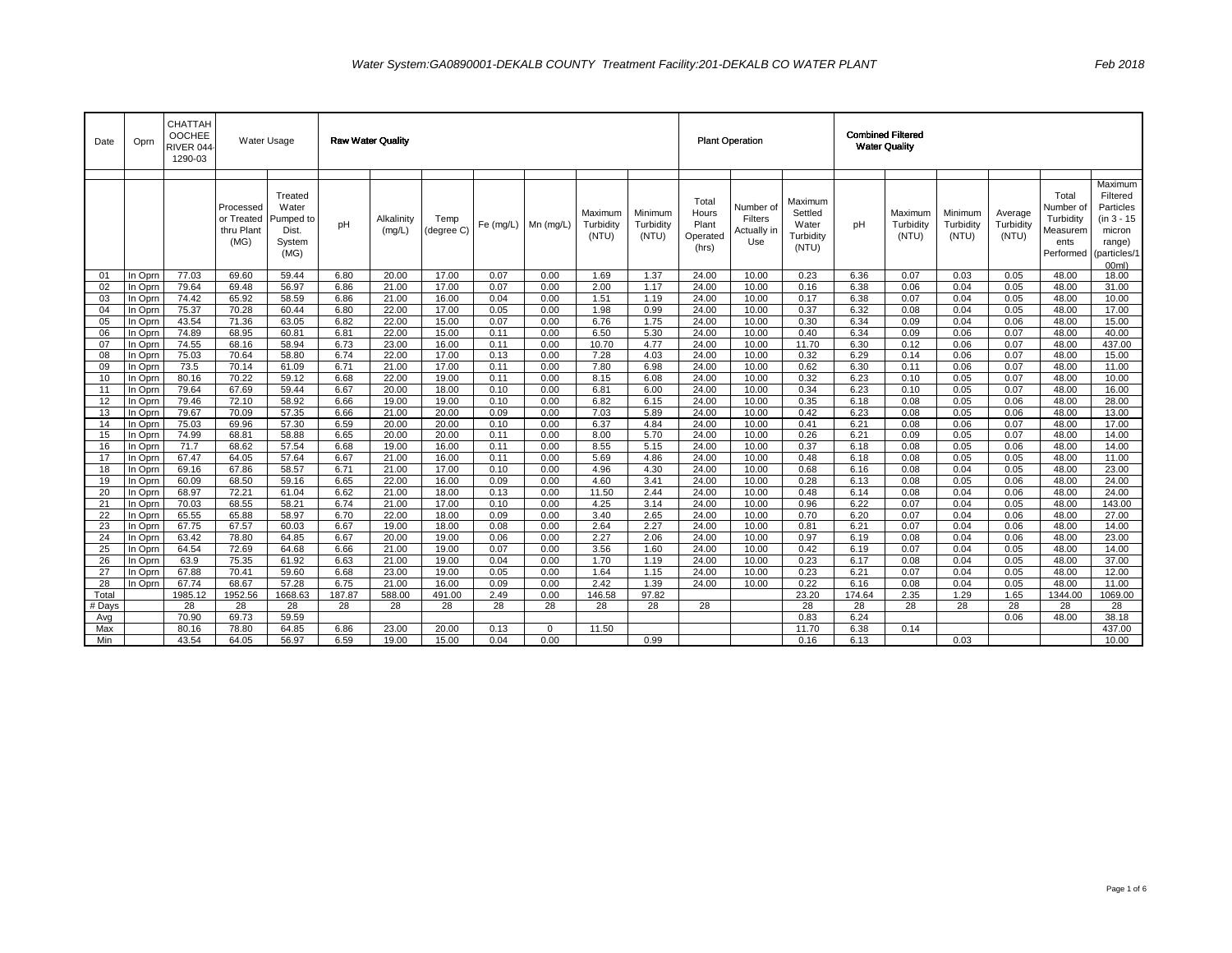## Water System:GA0890001-DEKALB COUNTY Treatment Facility:201-DEKALB CO WATER PLANT

Feb 2018

| Date | Oprn | CHATTAHOOCHEE RIVER 044-1290-03 | Water Usage | | Raw Water Quality | | | | | | | Plant Operation | | | Combined Filtered Water Quality | | | | | |
|---|---|---|---|---|---|---|---|---|---|---|---|---|---|---|---|---|---|---|---|---|
| | | | Processed or Treated thru Plant (MG) | Treated Water Pumped to Dist. System (MG) | pH | Alkalinity (mg/L) | Temp (degree C) | Fe (mg/L) | Mn (mg/L) | Maximum Turbidity (NTU) | Minimum Turbidity (NTU) | Total Hours Plant Operated (hrs) | Number of Filters Actually in Use | Maximum Settled Water Turbidity (NTU) | pH | Maximum Turbidity (NTU) | Minimum Turbidity (NTU) | Average Turbidity (NTU) | Total Number of Turbidity Measurements Performed | Maximum Filtered Particles (in 3 - 15 micron range) (particles/100ml) |
| 01 | In Oprn | 77.03 | 69.60 | 59.44 | 6.80 | 20.00 | 17.00 | 0.07 | 0.00 | 1.69 | 1.37 | 24.00 | 10.00 | 0.23 | 6.36 | 0.07 | 0.03 | 0.05 | 48.00 | 18.00 |
| 02 | In Oprn | 79.64 | 69.48 | 56.97 | 6.86 | 21.00 | 17.00 | 0.07 | 0.00 | 2.00 | 1.17 | 24.00 | 10.00 | 0.16 | 6.38 | 0.06 | 0.04 | 0.05 | 48.00 | 31.00 |
| 03 | In Oprn | 74.42 | 65.92 | 58.59 | 6.86 | 21.00 | 16.00 | 0.04 | 0.00 | 1.51 | 1.19 | 24.00 | 10.00 | 0.17 | 6.38 | 0.07 | 0.04 | 0.05 | 48.00 | 10.00 |
| 04 | In Oprn | 75.37 | 70.28 | 60.44 | 6.80 | 22.00 | 17.00 | 0.05 | 0.00 | 1.98 | 0.99 | 24.00 | 10.00 | 0.37 | 6.32 | 0.08 | 0.04 | 0.05 | 48.00 | 17.00 |
| 05 | In Oprn | 43.54 | 71.36 | 63.05 | 6.82 | 22.00 | 15.00 | 0.07 | 0.00 | 6.76 | 1.75 | 24.00 | 10.00 | 0.30 | 6.34 | 0.09 | 0.04 | 0.06 | 48.00 | 15.00 |
| 06 | In Oprn | 74.89 | 68.95 | 60.81 | 6.81 | 22.00 | 15.00 | 0.11 | 0.00 | 6.50 | 5.30 | 24.00 | 10.00 | 0.40 | 6.34 | 0.09 | 0.06 | 0.07 | 48.00 | 40.00 |
| 07 | In Oprn | 74.55 | 68.16 | 58.94 | 6.73 | 23.00 | 16.00 | 0.11 | 0.00 | 10.70 | 4.77 | 24.00 | 10.00 | 11.70 | 6.30 | 0.12 | 0.06 | 0.07 | 48.00 | 437.00 |
| 08 | In Oprn | 75.03 | 70.64 | 58.80 | 6.74 | 22.00 | 17.00 | 0.13 | 0.00 | 7.28 | 4.03 | 24.00 | 10.00 | 0.32 | 6.29 | 0.14 | 0.06 | 0.07 | 48.00 | 15.00 |
| 09 | In Oprn | 73.5 | 70.14 | 61.09 | 6.71 | 21.00 | 17.00 | 0.11 | 0.00 | 7.80 | 6.98 | 24.00 | 10.00 | 0.62 | 6.30 | 0.11 | 0.06 | 0.07 | 48.00 | 11.00 |
| 10 | In Oprn | 80.16 | 70.22 | 59.12 | 6.68 | 22.00 | 19.00 | 0.11 | 0.00 | 8.15 | 6.08 | 24.00 | 10.00 | 0.32 | 6.23 | 0.10 | 0.05 | 0.07 | 48.00 | 10.00 |
| 11 | In Oprn | 79.64 | 67.69 | 59.44 | 6.67 | 20.00 | 18.00 | 0.10 | 0.00 | 6.81 | 6.00 | 24.00 | 10.00 | 0.34 | 6.23 | 0.10 | 0.05 | 0.07 | 48.00 | 16.00 |
| 12 | In Oprn | 79.46 | 72.10 | 58.92 | 6.66 | 19.00 | 19.00 | 0.10 | 0.00 | 6.82 | 6.15 | 24.00 | 10.00 | 0.35 | 6.18 | 0.08 | 0.05 | 0.06 | 48.00 | 28.00 |
| 13 | In Oprn | 79.67 | 70.09 | 57.35 | 6.66 | 21.00 | 20.00 | 0.09 | 0.00 | 7.03 | 5.89 | 24.00 | 10.00 | 0.42 | 6.23 | 0.08 | 0.05 | 0.06 | 48.00 | 13.00 |
| 14 | In Oprn | 75.03 | 69.96 | 57.30 | 6.59 | 20.00 | 20.00 | 0.10 | 0.00 | 6.37 | 4.84 | 24.00 | 10.00 | 0.41 | 6.21 | 0.08 | 0.06 | 0.07 | 48.00 | 17.00 |
| 15 | In Oprn | 74.99 | 68.81 | 58.88 | 6.65 | 20.00 | 20.00 | 0.11 | 0.00 | 8.00 | 5.70 | 24.00 | 10.00 | 0.26 | 6.21 | 0.09 | 0.05 | 0.07 | 48.00 | 14.00 |
| 16 | In Oprn | 71.7 | 68.62 | 57.54 | 6.68 | 19.00 | 16.00 | 0.11 | 0.00 | 8.55 | 5.15 | 24.00 | 10.00 | 0.37 | 6.18 | 0.08 | 0.05 | 0.06 | 48.00 | 14.00 |
| 17 | In Oprn | 67.47 | 64.05 | 57.64 | 6.67 | 21.00 | 16.00 | 0.11 | 0.00 | 5.69 | 4.86 | 24.00 | 10.00 | 0.48 | 6.18 | 0.08 | 0.05 | 0.05 | 48.00 | 11.00 |
| 18 | In Oprn | 69.16 | 67.86 | 58.57 | 6.71 | 21.00 | 17.00 | 0.10 | 0.00 | 4.96 | 4.30 | 24.00 | 10.00 | 0.68 | 6.16 | 0.08 | 0.04 | 0.05 | 48.00 | 23.00 |
| 19 | In Oprn | 60.09 | 68.50 | 59.16 | 6.65 | 22.00 | 16.00 | 0.09 | 0.00 | 4.60 | 3.41 | 24.00 | 10.00 | 0.28 | 6.13 | 0.08 | 0.05 | 0.06 | 48.00 | 24.00 |
| 20 | In Oprn | 68.97 | 72.21 | 61.04 | 6.62 | 21.00 | 18.00 | 0.13 | 0.00 | 11.50 | 2.44 | 24.00 | 10.00 | 0.48 | 6.14 | 0.08 | 0.04 | 0.06 | 48.00 | 24.00 |
| 21 | In Oprn | 70.03 | 68.55 | 58.21 | 6.74 | 21.00 | 17.00 | 0.10 | 0.00 | 4.25 | 3.14 | 24.00 | 10.00 | 0.96 | 6.22 | 0.07 | 0.04 | 0.05 | 48.00 | 143.00 |
| 22 | In Oprn | 65.55 | 65.88 | 58.97 | 6.70 | 22.00 | 18.00 | 0.09 | 0.00 | 3.40 | 2.65 | 24.00 | 10.00 | 0.70 | 6.20 | 0.07 | 0.04 | 0.06 | 48.00 | 27.00 |
| 23 | In Oprn | 67.75 | 67.57 | 60.03 | 6.67 | 19.00 | 18.00 | 0.08 | 0.00 | 2.64 | 2.27 | 24.00 | 10.00 | 0.81 | 6.21 | 0.07 | 0.04 | 0.06 | 48.00 | 14.00 |
| 24 | In Oprn | 63.42 | 78.80 | 64.85 | 6.67 | 20.00 | 19.00 | 0.06 | 0.00 | 2.27 | 2.06 | 24.00 | 10.00 | 0.97 | 6.19 | 0.08 | 0.04 | 0.06 | 48.00 | 23.00 |
| 25 | In Oprn | 64.54 | 72.69 | 64.68 | 6.66 | 21.00 | 19.00 | 0.07 | 0.00 | 3.56 | 1.60 | 24.00 | 10.00 | 0.42 | 6.19 | 0.07 | 0.04 | 0.05 | 48.00 | 14.00 |
| 26 | In Oprn | 63.9 | 75.35 | 61.92 | 6.63 | 21.00 | 19.00 | 0.04 | 0.00 | 1.70 | 1.19 | 24.00 | 10.00 | 0.23 | 6.17 | 0.08 | 0.04 | 0.05 | 48.00 | 37.00 |
| 27 | In Oprn | 67.88 | 70.41 | 59.60 | 6.68 | 23.00 | 19.00 | 0.05 | 0.00 | 1.64 | 1.15 | 24.00 | 10.00 | 0.23 | 6.21 | 0.07 | 0.04 | 0.05 | 48.00 | 12.00 |
| 28 | In Oprn | 67.74 | 68.67 | 57.28 | 6.75 | 21.00 | 16.00 | 0.09 | 0.00 | 2.42 | 1.39 | 24.00 | 10.00 | 0.22 | 6.16 | 0.08 | 0.04 | 0.05 | 48.00 | 11.00 |
| Total | | 1985.12 | 1952.56 | 1668.63 | 187.87 | 588.00 | 491.00 | 2.49 | 0.00 | 146.58 | 97.82 | | | 23.20 | 174.64 | 2.35 | 1.29 | 1.65 | 1344.00 | 1069.00 |
| # Days | | 28 | 28 | 28 | 28 | 28 | 28 | 28 | 28 | 28 | 28 | 28 | | 28 | 28 | 28 | 28 | 28 | 28 | 28 |
| Avg | | 70.90 | 69.73 | 59.59 | | | | | | | | | | 0.83 | 6.24 | | | 0.06 | 48.00 | 38.18 |
| Max | | 80.16 | 78.80 | 64.85 | 6.86 | 23.00 | 20.00 | 0.13 | 0 | 11.50 | | | | 11.70 | 6.38 | 0.14 | | | | 437.00 |
| Min | | 43.54 | 64.05 | 56.97 | 6.59 | 19.00 | 15.00 | 0.04 | 0.00 | | 0.99 | | | 0.16 | 6.13 | | 0.03 | | | 10.00 |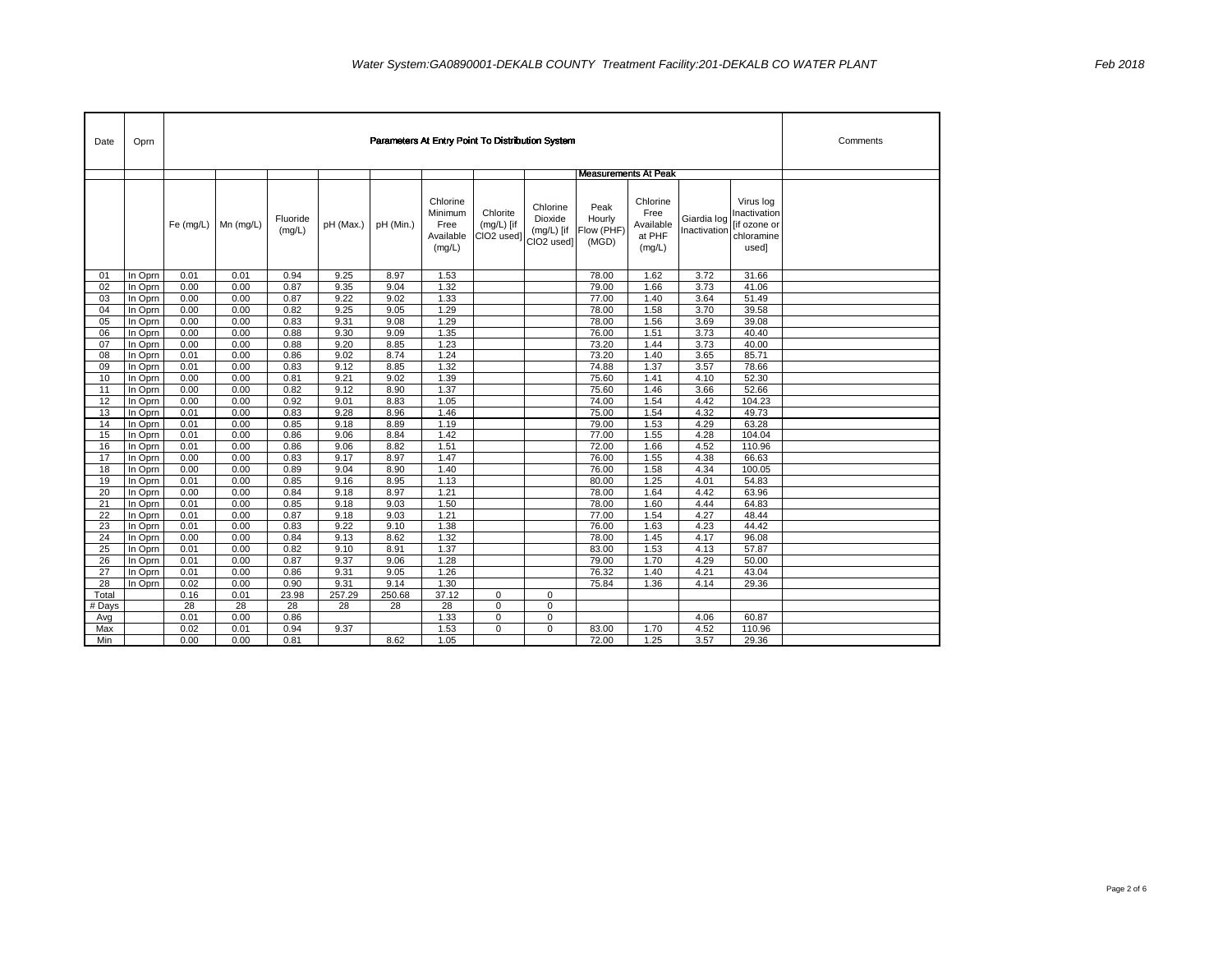*Water System:GA0890001-DEKALB COUNTY Treatment Facility:201-DEKALB CO WATER PLANT* *Feb 2018*

| Date | Oprn | Parameters At Entry Point To Distribution System | | | | | | | | | | | | Comments |
|---|---|---|---|---|---|---|---|---|---|---|---|---|---|---|
| | | | | | | | | | | Measurements At Peak | | | | |
| | | Fe (mg/L) | Mn (mg/L) | Fluoride (mg/L) | pH (Max.) | pH (Min.) | Chlorine Minimum Free Available (mg/L) | Chlorite (mg/L) [if ClO2 used] | Chlorine Dioxide (mg/L) [if ClO2 used] | Peak Hourly Flow (PHF) (MGD) | Chlorine Free Available at PHF (mg/L) | Giardia log Inactivation | Virus log Inactivation [if ozone or chloramine used] | |
| 01 | In Oprn | 0.01 | 0.01 | 0.94 | 9.25 | 8.97 | 1.53 | | | 78.00 | 1.62 | 3.72 | 31.66 | |
| 02 | In Oprn | 0.00 | 0.00 | 0.87 | 9.35 | 9.04 | 1.32 | | | 79.00 | 1.66 | 3.73 | 41.06 | |
| 03 | In Oprn | 0.00 | 0.00 | 0.87 | 9.22 | 9.02 | 1.33 | | | 77.00 | 1.40 | 3.64 | 51.49 | |
| 04 | In Oprn | 0.00 | 0.00 | 0.82 | 9.25 | 9.05 | 1.29 | | | 78.00 | 1.58 | 3.70 | 39.58 | |
| 05 | In Oprn | 0.00 | 0.00 | 0.83 | 9.31 | 9.08 | 1.29 | | | 78.00 | 1.56 | 3.69 | 39.08 | |
| 06 | In Oprn | 0.00 | 0.00 | 0.88 | 9.30 | 9.09 | 1.35 | | | 76.00 | 1.51 | 3.73 | 40.40 | |
| 07 | In Oprn | 0.00 | 0.00 | 0.88 | 9.20 | 8.85 | 1.23 | | | 73.20 | 1.44 | 3.73 | 40.00 | |
| 08 | In Oprn | 0.01 | 0.00 | 0.86 | 9.02 | 8.74 | 1.24 | | | 73.20 | 1.40 | 3.65 | 85.71 | |
| 09 | In Oprn | 0.01 | 0.00 | 0.83 | 9.12 | 8.85 | 1.32 | | | 74.88 | 1.37 | 3.57 | 78.66 | |
| 10 | In Oprn | 0.00 | 0.00 | 0.81 | 9.21 | 9.02 | 1.39 | | | 75.60 | 1.41 | 4.10 | 52.30 | |
| 11 | In Oprn | 0.00 | 0.00 | 0.82 | 9.12 | 8.90 | 1.37 | | | 75.60 | 1.46 | 3.66 | 52.66 | |
| 12 | In Oprn | 0.00 | 0.00 | 0.92 | 9.01 | 8.83 | 1.05 | | | 74.00 | 1.54 | 4.42 | 104.23 | |
| 13 | In Oprn | 0.01 | 0.00 | 0.83 | 9.28 | 8.96 | 1.46 | | | 75.00 | 1.54 | 4.32 | 49.73 | |
| 14 | In Oprn | 0.01 | 0.00 | 0.85 | 9.18 | 8.89 | 1.19 | | | 79.00 | 1.53 | 4.29 | 63.28 | |
| 15 | In Oprn | 0.01 | 0.00 | 0.86 | 9.06 | 8.84 | 1.42 | | | 77.00 | 1.55 | 4.28 | 104.04 | |
| 16 | In Oprn | 0.01 | 0.00 | 0.86 | 9.06 | 8.82 | 1.51 | | | 72.00 | 1.66 | 4.52 | 110.96 | |
| 17 | In Oprn | 0.00 | 0.00 | 0.83 | 9.17 | 8.97 | 1.47 | | | 76.00 | 1.55 | 4.38 | 66.63 | |
| 18 | In Oprn | 0.00 | 0.00 | 0.89 | 9.04 | 8.90 | 1.40 | | | 76.00 | 1.58 | 4.34 | 100.05 | |
| 19 | In Oprn | 0.01 | 0.00 | 0.85 | 9.16 | 8.95 | 1.13 | | | 80.00 | 1.25 | 4.01 | 54.83 | |
| 20 | In Oprn | 0.00 | 0.00 | 0.84 | 9.18 | 8.97 | 1.21 | | | 78.00 | 1.64 | 4.42 | 63.96 | |
| 21 | In Oprn | 0.01 | 0.00 | 0.85 | 9.18 | 9.03 | 1.50 | | | 78.00 | 1.60 | 4.44 | 64.83 | |
| 22 | In Oprn | 0.01 | 0.00 | 0.87 | 9.18 | 9.03 | 1.21 | | | 77.00 | 1.54 | 4.27 | 48.44 | |
| 23 | In Oprn | 0.01 | 0.00 | 0.83 | 9.22 | 9.10 | 1.38 | | | 76.00 | 1.63 | 4.23 | 44.42 | |
| 24 | In Oprn | 0.00 | 0.00 | 0.84 | 9.13 | 8.62 | 1.32 | | | 78.00 | 1.45 | 4.17 | 96.08 | |
| 25 | In Oprn | 0.01 | 0.00 | 0.82 | 9.10 | 8.91 | 1.37 | | | 83.00 | 1.53 | 4.13 | 57.87 | |
| 26 | In Oprn | 0.01 | 0.00 | 0.87 | 9.37 | 9.06 | 1.28 | | | 79.00 | 1.70 | 4.29 | 50.00 | |
| 27 | In Oprn | 0.01 | 0.00 | 0.86 | 9.31 | 9.05 | 1.26 | | | 76.32 | 1.40 | 4.21 | 43.04 | |
| 28 | In Oprn | 0.02 | 0.00 | 0.90 | 9.31 | 9.14 | 1.30 | | | 75.84 | 1.36 | 4.14 | 29.36 | |
| Total | | 0.16 | 0.01 | 23.98 | 257.29 | 250.68 | 37.12 | 0 | 0 | | | | | |
| # Days | | 28 | 28 | 28 | 28 | 28 | 28 | 0 | 0 | | | | | |
| Avg | | 0.01 | 0.00 | 0.86 | | | 1.33 | 0 | 0 | | | 4.06 | 60.87 | |
| Max | | 0.02 | 0.01 | 0.94 | 9.37 | | 1.53 | 0 | 0 | 83.00 | 1.70 | 4.52 | 110.96 | |
| Min | | 0.00 | 0.00 | 0.81 | | 8.62 | 1.05 | | | 72.00 | 1.25 | 3.57 | 29.36 | |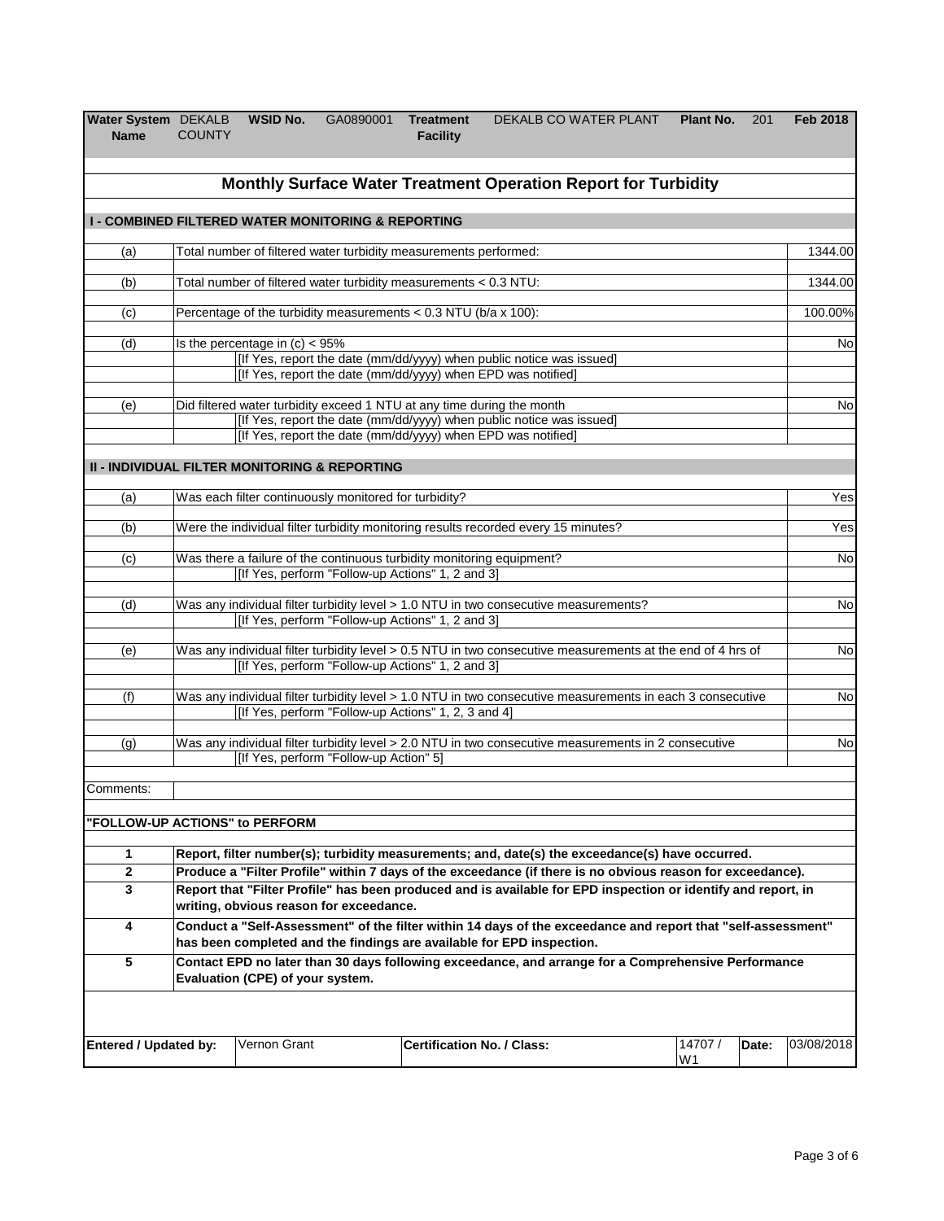| Water System Name | DEKALB COUNTY | WSID No. | GA0890001 | Treatment Facility | DEKALB CO WATER PLANT | Plant No. | 201 | Feb 2018 |
|---|---|---|---|---|---|---|---|---|

## Monthly Surface Water Treatment Operation Report for Turbidity

### I - COMBINED FILTERED WATER MONITORING & REPORTING

| | | |
|---|---|---|
| (a) | Total number of filtered water turbidity measurements performed: | 1344.00 |
| (b) | Total number of filtered water turbidity measurements < 0.3 NTU: | 1344.00 |
| (c) | Percentage of the turbidity measurements < 0.3 NTU (b/a x 100): | 100.00% |
| (d) | Is the percentage in (c) < 95% | No |
| | [If Yes, report the date (mm/dd/yyyy) when public notice was issued] | |
| | [If Yes, report the date (mm/dd/yyyy) when EPD was notified] | |
| (e) | Did filtered water turbidity exceed 1 NTU at any time during the month | No |
| | [If Yes, report the date (mm/dd/yyyy) when public notice was issued] | |
| | [If Yes, report the date (mm/dd/yyyy) when EPD was notified] | |

### II - INDIVIDUAL FILTER MONITORING & REPORTING

| | | |
|---|---|---|
| (a) | Was each filter continuously monitored for turbidity? | Yes |
| (b) | Were the individual filter turbidity monitoring results recorded every 15 minutes? | Yes |
| (c) | Was there a failure of the continuous turbidity monitoring equipment? | No |
| | [If Yes, perform "Follow-up Actions" 1, 2 and 3] | |
| (d) | Was any individual filter turbidity level > 1.0 NTU in two consecutive measurements? | No |
| | [If Yes, perform "Follow-up Actions" 1, 2 and 3] | |
| (e) | Was any individual filter turbidity level > 0.5 NTU in two consecutive measurements at the end of 4 hrs of | No |
| | [If Yes, perform "Follow-up Actions" 1, 2 and 3] | |
| (f) | Was any individual filter turbidity level > 1.0 NTU in two consecutive measurements in each 3 consecutive | No |
| | [If Yes, perform "Follow-up Actions" 1, 2, 3 and 4] | |
| (g) | Was any individual filter turbidity level > 2.0 NTU in two consecutive measurements in 2 consecutive | No |
| | [If Yes, perform "Follow-up Action" 5] | |

Comments:

### "FOLLOW-UP ACTIONS" to PERFORM

| | |
|---|---|
| **1** | **Report, filter number(s); turbidity measurements; and, date(s) the exceedance(s) have occurred.** |
| **2** | **Produce a "Filter Profile" within 7 days of the exceedance (if there is no obvious reason for exceedance).** |
| **3** | **Report that "Filter Profile" has been produced and is available for EPD inspection or identify and report, in writing, obvious reason for exceedance.** |
| **4** | **Conduct a "Self-Assessment" of the filter within 14 days of the exceedance and report that "self-assessment" has been completed and the findings are available for EPD inspection.** |
| **5** | **Contact EPD no later than 30 days following exceedance, and arrange for a Comprehensive Performance Evaluation (CPE) of your system.** |

| Entered / Updated by: | Vernon Grant | Certification No. / Class: | 14707 / W1 | Date: | 03/08/2018 |
|---|---|---|---|---|---|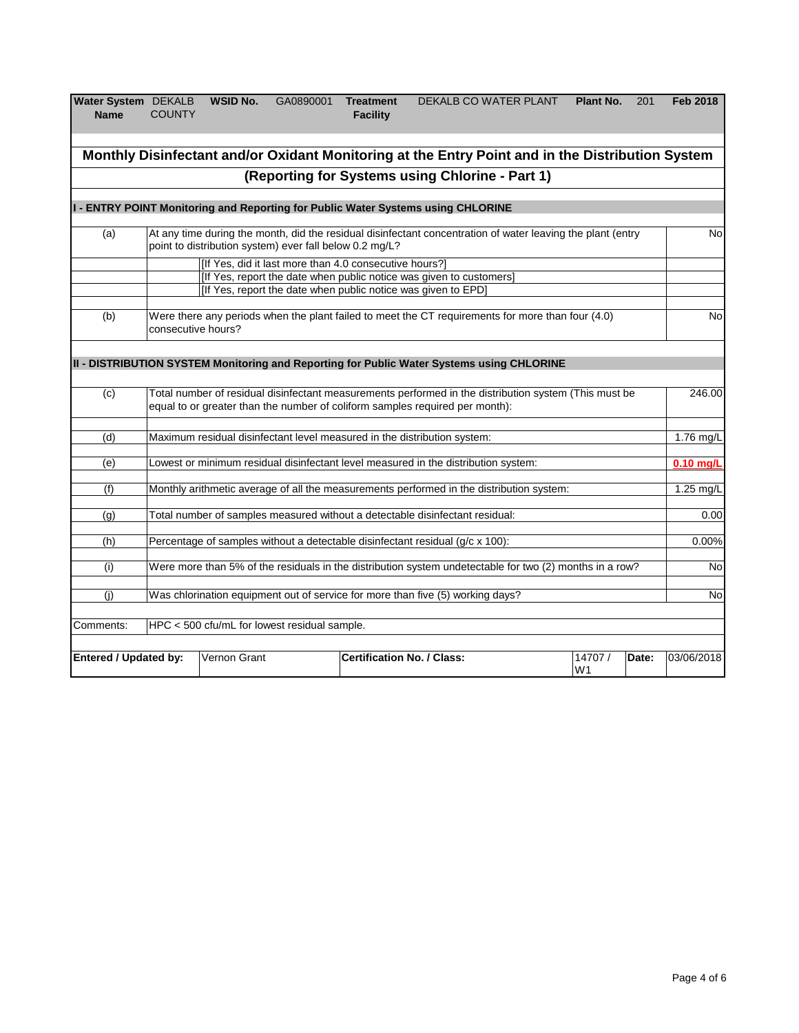| Water System Name | DEKALB COUNTY | WSID No. | GA0890001 | Treatment Facility | DEKALB CO WATER PLANT | Plant No. | 201 | Feb 2018 |
|---|---|---|---|---|---|---|---|---|

## Monthly Disinfectant and/or Oxidant Monitoring at the Entry Point and in the Distribution System

### (Reporting for Systems using Chlorine - Part 1)

**I - ENTRY POINT Monitoring and Reporting for Public Water Systems using CHLORINE**

| | | |
|---|---|---|
| (a) | At any time during the month, did the residual disinfectant concentration of water leaving the plant (entry point to distribution system) ever fall below 0.2 mg/L? | No |
| | [If Yes, did it last more than 4.0 consecutive hours?] | |
| | [If Yes, report the date when public notice was given to customers] | |
| | [If Yes, report the date when public notice was given to EPD] | |
| (b) | Were there any periods when the plant failed to meet the CT requirements for more than four (4.0) consecutive hours? | No |

**II - DISTRIBUTION SYSTEM Monitoring and Reporting for Public Water Systems using CHLORINE**

| | | |
|---|---|---|
| (c) | Total number of residual disinfectant measurements performed in the distribution system (This must be equal to or greater than the number of coliform samples required per month): | 246.00 |
| (d) | Maximum residual disinfectant level measured in the distribution system: | 1.76 mg/L |
| (e) | Lowest or minimum residual disinfectant level measured in the distribution system: | **0.10 mg/L** |
| (f) | Monthly arithmetic average of all the measurements performed in the distribution system: | 1.25 mg/L |
| (g) | Total number of samples measured without a detectable disinfectant residual: | 0.00 |
| (h) | Percentage of samples without a detectable disinfectant residual (g/c x 100): | 0.00% |
| (i) | Were more than 5% of the residuals in the distribution system undetectable for two (2) months in a row? | No |
| (j) | Was chlorination equipment out of service for more than five (5) working days? | No |

Comments: HPC < 500 cfu/mL for lowest residual sample.

| Entered / Updated by: | Vernon Grant | Certification No. / Class: | 14707 / W1 | Date: | 03/06/2018 |
|---|---|---|---|---|---|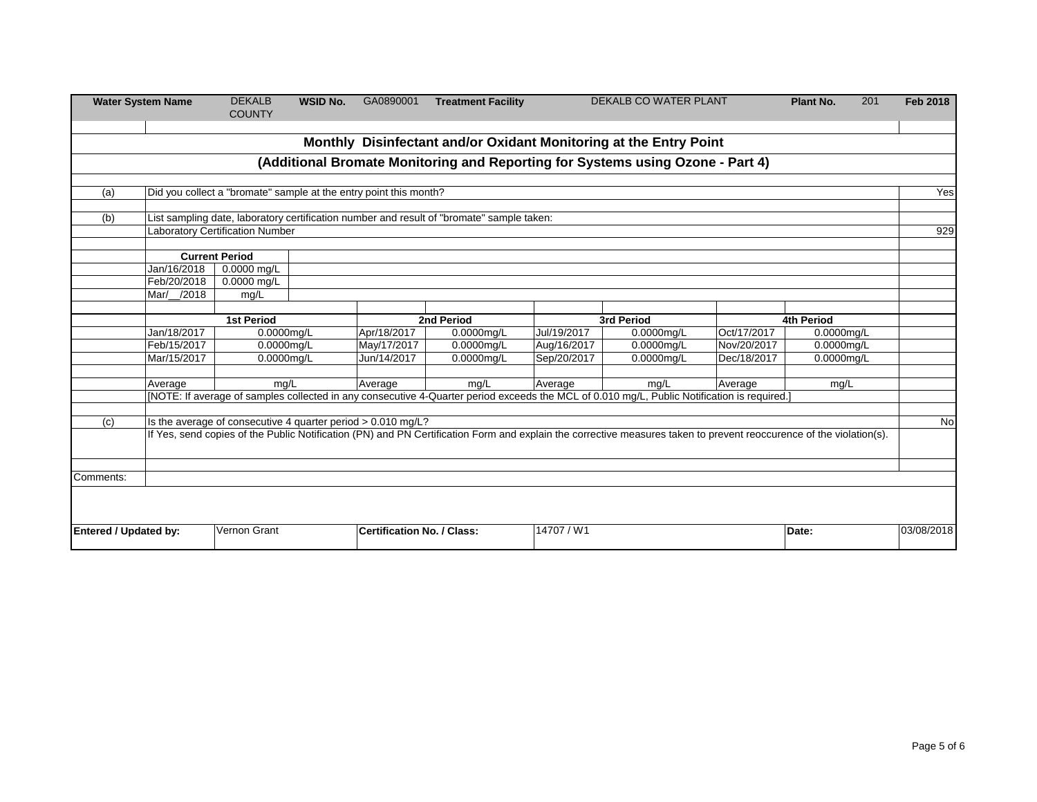| Water System Name | DEKALB COUNTY | WSID No. | GA0890001 | Treatment Facility | DEKALB CO WATER PLANT | Plant No. | 201 | Feb 2018 |
|---|---|---|---|---|---|---|---|---|

## Monthly Disinfectant and/or Oxidant Monitoring at the Entry Point

### (Additional Bromate Monitoring and Reporting for Systems using Ozone - Part 4)

| | | |
|---|---|---|
| (a) | Did you collect a "bromate" sample at the entry point this month? | Yes |
| (b) | List sampling date, laboratory certification number and result of "bromate" sample taken: | |
| | Laboratory Certification Number | 929 |

| Current Period | |
|---|---|
| Jan/16/2018 | 0.0000 mg/L |
| Feb/20/2018 | 0.0000 mg/L |
| Mar/__/2018 | mg/L |

| 1st Period | | 2nd Period | | 3rd Period | | 4th Period | |
|---|---|---|---|---|---|---|---|
| Jan/18/2017 | 0.0000mg/L | Apr/18/2017 | 0.0000mg/L | Jul/19/2017 | 0.0000mg/L | Oct/17/2017 | 0.0000mg/L |
| Feb/15/2017 | 0.0000mg/L | May/17/2017 | 0.0000mg/L | Aug/16/2017 | 0.0000mg/L | Nov/20/2017 | 0.0000mg/L |
| Mar/15/2017 | 0.0000mg/L | Jun/14/2017 | 0.0000mg/L | Sep/20/2017 | 0.0000mg/L | Dec/18/2017 | 0.0000mg/L |
| Average | mg/L | Average | mg/L | Average | mg/L | Average | mg/L |

[NOTE: If average of samples collected in any consecutive 4-Quarter period exceeds the MCL of 0.010 mg/L, Public Notification is required.]

| | | |
|---|---|---|
| (c) | Is the average of consecutive 4 quarter period > 0.010 mg/L? | No |
| | If Yes, send copies of the Public Notification (PN) and PN Certification Form and explain the corrective measures taken to prevent reoccurence of the violation(s). | |

Comments:

| Entered / Updated by: | Vernon Grant | Certification No. / Class: | 14707 / W1 | Date: | 03/08/2018 |
|---|---|---|---|---|---|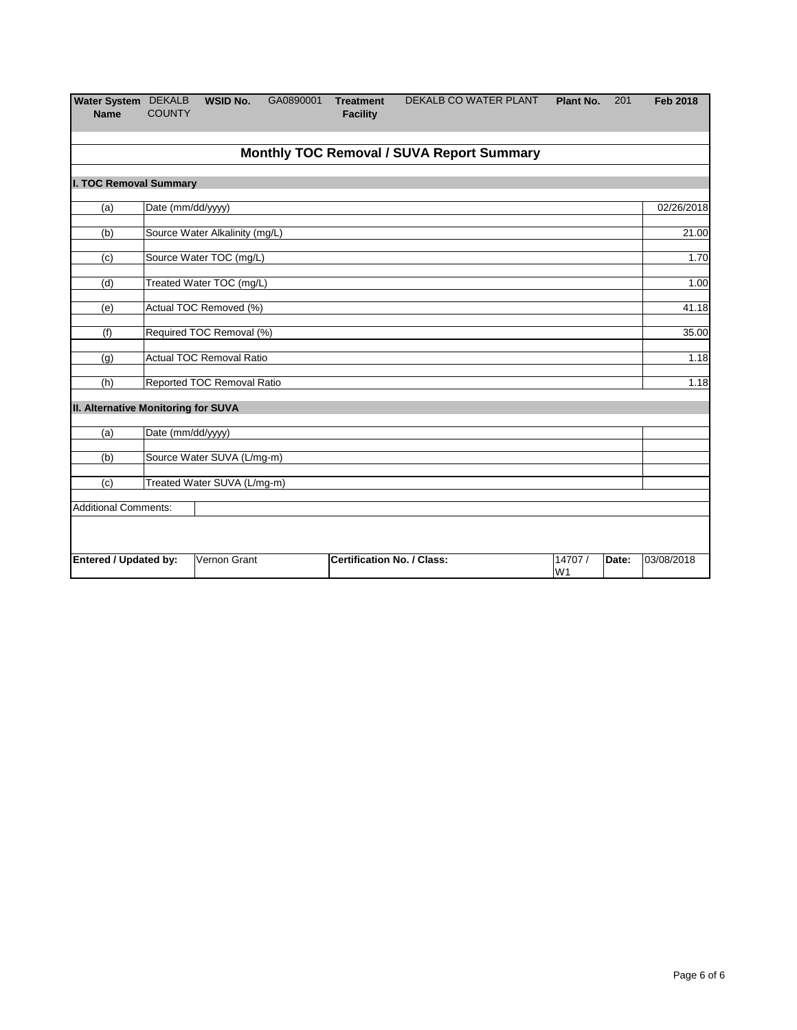| Water System Name | DEKALB COUNTY | WSID No. | GA0890001 | Treatment Facility | DEKALB CO WATER PLANT | Plant No. | 201 | Feb 2018 |
|---|---|---|---|---|---|---|---|---|

## Monthly TOC Removal / SUVA Report Summary

### I. TOC Removal Summary

| | | |
|---|---|---|
| (a) | Date (mm/dd/yyyy) | 02/26/2018 |
| (b) | Source Water Alkalinity (mg/L) | 21.00 |
| (c) | Source Water TOC (mg/L) | 1.70 |
| (d) | Treated Water TOC (mg/L) | 1.00 |
| (e) | Actual TOC Removed (%) | 41.18 |
| (f) | Required TOC Removal (%) | 35.00 |
| (g) | Actual TOC Removal Ratio | 1.18 |
| (h) | Reported TOC Removal Ratio | 1.18 |

### II. Alternative Monitoring for SUVA

| | | |
|---|---|---|
| (a) | Date (mm/dd/yyyy) | |
| (b) | Source Water SUVA (L/mg-m) | |
| (c) | Treated Water SUVA (L/mg-m) | |

Additional Comments:

| Entered / Updated by: | Vernon Grant | Certification No. / Class: | 14707 / W1 | Date: | 03/08/2018 |
|---|---|---|---|---|---|